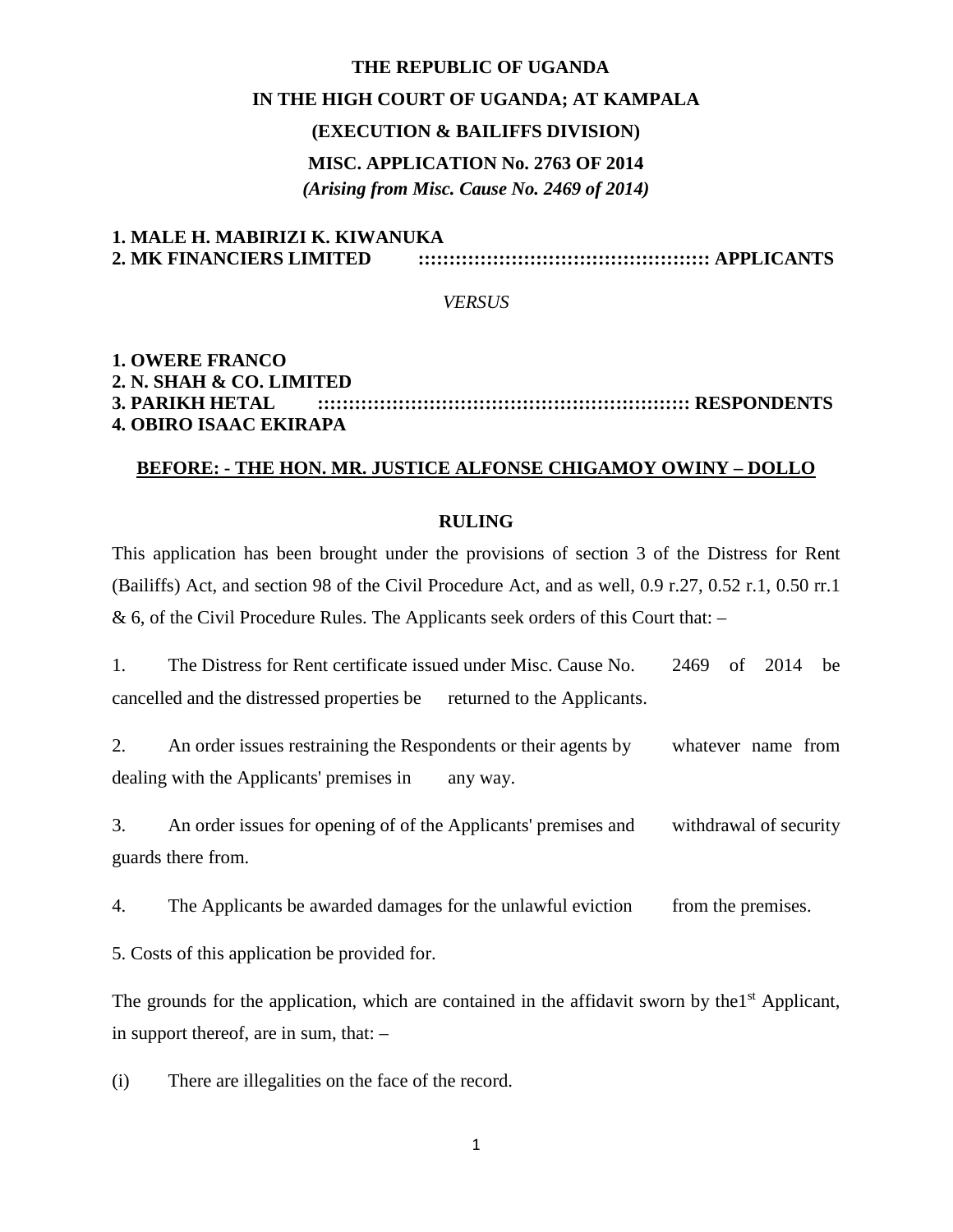**THE REPUBLIC OF UGANDA**

**IN THE HIGH COURT OF UGANDA; AT KAMPALA**

**(EXECUTION & BAILIFFS DIVISION)**

**MISC. APPLICATION No. 2763 OF 2014**

***(Arising from Misc. Cause No. 2469 of 2014)***

**1. MALE H. MABIRIZI K. KIWANUKA**
**2. MK FINANCIERS LIMITED :::::::::::::::::::::::::::::::::::::::::::::: APPLICANTS**

*VERSUS*

**1. OWERE FRANCO**
**2. N. SHAH & CO. LIMITED**
**3. PARIKH HETAL ::::::::::::::::::::::::::::::::::::::::::::::::::::::::: RESPONDENTS**
**4. OBIRO ISAAC EKIRAPA**

**BEFORE: - THE HON. MR. JUSTICE ALFONSE CHIGAMOY OWINY – DOLLO**

**RULING**

This application has been brought under the provisions of section 3 of the Distress for Rent (Bailiffs) Act, and section 98 of the Civil Procedure Act, and as well, 0.9 r.27, 0.52 r.1, 0.50 rr.1 & 6, of the Civil Procedure Rules. The Applicants seek orders of this Court that: –

1. The Distress for Rent certificate issued under Misc. Cause No. 2469 of 2014 be cancelled and the distressed properties be returned to the Applicants.

2. An order issues restraining the Respondents or their agents by whatever name from dealing with the Applicants' premises in any way.

3. An order issues for opening of of the Applicants' premises and withdrawal of security guards there from.

4. The Applicants be awarded damages for the unlawful eviction from the premises.

5. Costs of this application be provided for.

The grounds for the application, which are contained in the affidavit sworn by the1st Applicant, in support thereof, are in sum, that: –

(i) There are illegalities on the face of the record.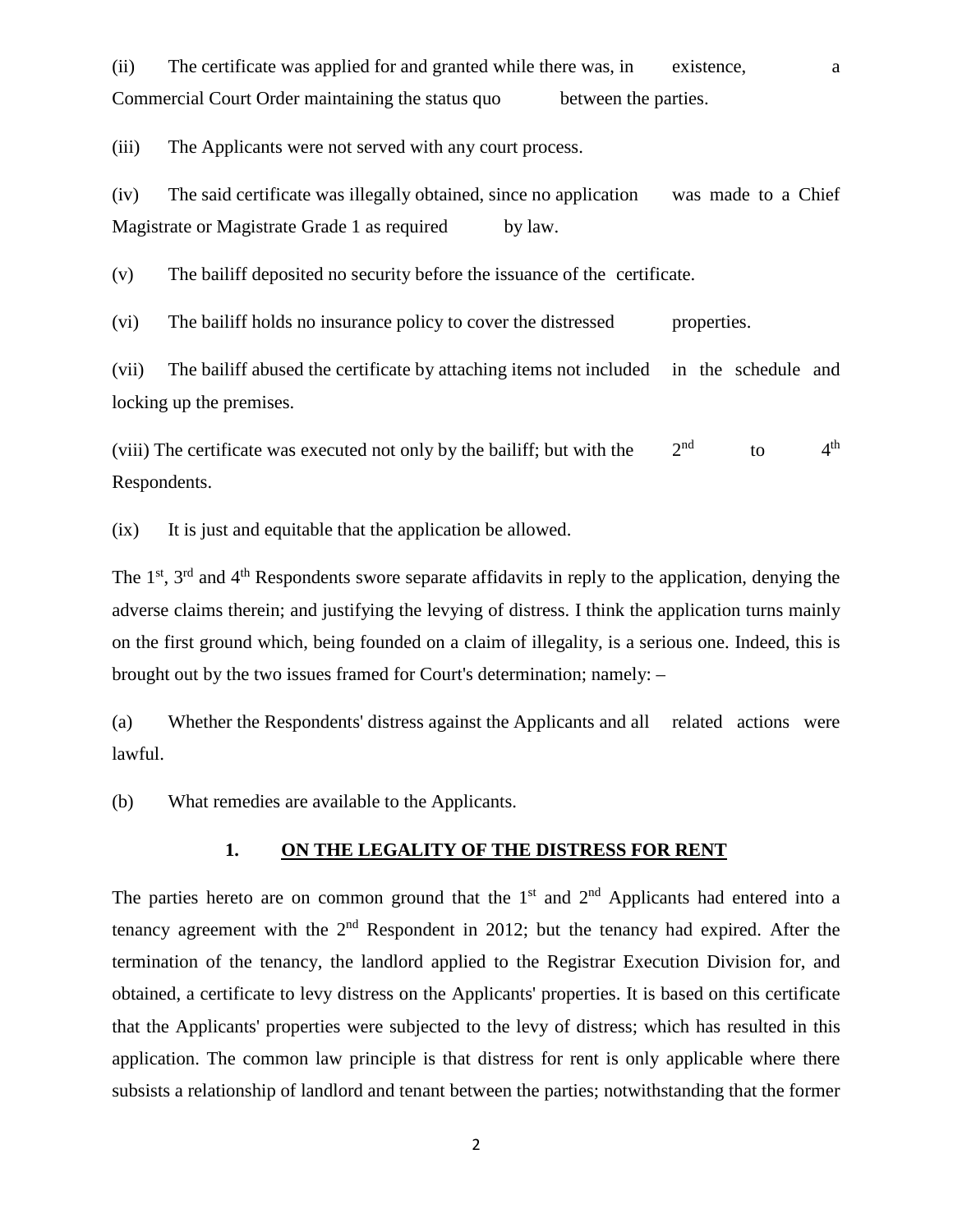(ii) The certificate was applied for and granted while there was, in existence, a Commercial Court Order maintaining the status quo between the parties.

(iii) The Applicants were not served with any court process.

(iv) The said certificate was illegally obtained, since no application was made to a Chief Magistrate or Magistrate Grade 1 as required by law.

(v) The bailiff deposited no security before the issuance of the certificate.

(vi) The bailiff holds no insurance policy to cover the distressed properties.

(vii) The bailiff abused the certificate by attaching items not included in the schedule and locking up the premises.

(viii) The certificate was executed not only by the bailiff; but with the 2nd to 4th Respondents.

(ix) It is just and equitable that the application be allowed.

The 1st, 3rd and 4th Respondents swore separate affidavits in reply to the application, denying the adverse claims therein; and justifying the levying of distress. I think the application turns mainly on the first ground which, being founded on a claim of illegality, is a serious one. Indeed, this is brought out by the two issues framed for Court's determination; namely: –

(a) Whether the Respondents' distress against the Applicants and all related actions were lawful.

(b) What remedies are available to the Applicants.

## 1. ON THE LEGALITY OF THE DISTRESS FOR RENT

The parties hereto are on common ground that the 1st and 2nd Applicants had entered into a tenancy agreement with the 2nd Respondent in 2012; but the tenancy had expired. After the termination of the tenancy, the landlord applied to the Registrar Execution Division for, and obtained, a certificate to levy distress on the Applicants' properties. It is based on this certificate that the Applicants' properties were subjected to the levy of distress; which has resulted in this application. The common law principle is that distress for rent is only applicable where there subsists a relationship of landlord and tenant between the parties; notwithstanding that the former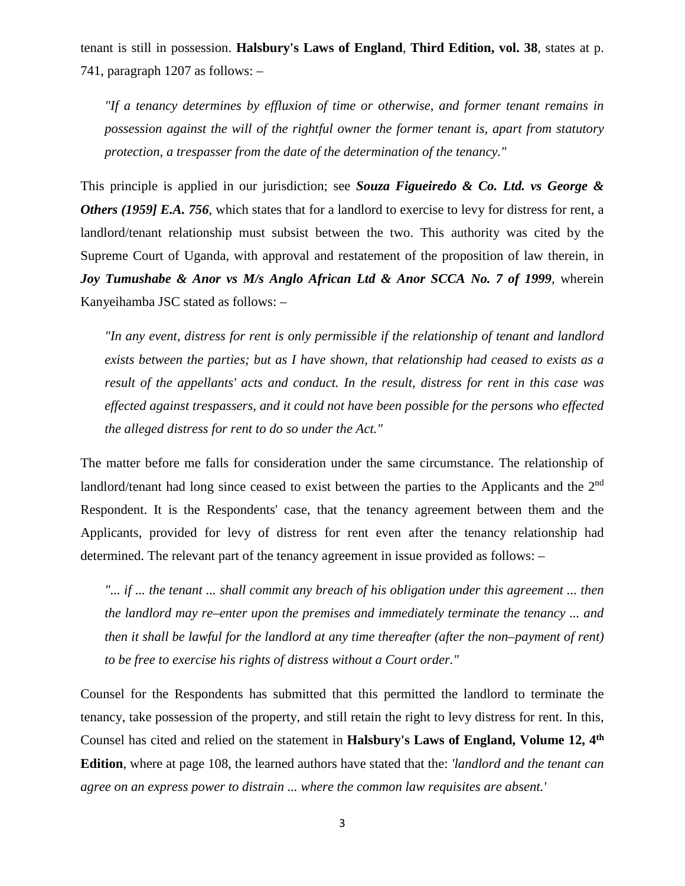tenant is still in possession. **Halsbury's Laws of England**, **Third Edition, vol. 38**, states at p. 741, paragraph 1207 as follows: –

> *"If a tenancy determines by effluxion of time or otherwise, and former tenant remains in possession against the will of the rightful owner the former tenant is, apart from statutory protection, a trespasser from the date of the determination of the tenancy."*

This principle is applied in our jurisdiction; see ***Souza Figueiredo & Co. Ltd. vs George & Others (1959] E.A. 756***, which states that for a landlord to exercise to levy for distress for rent, a landlord/tenant relationship must subsist between the two. This authority was cited by the Supreme Court of Uganda, with approval and restatement of the proposition of law therein, in ***Joy Tumushabe & Anor vs M/s Anglo African Ltd & Anor SCCA No. 7 of 1999***, wherein Kanyeihamba JSC stated as follows: –

> *"In any event, distress for rent is only permissible if the relationship of tenant and landlord exists between the parties; but as I have shown, that relationship had ceased to exists as a result of the appellants' acts and conduct. In the result, distress for rent in this case was effected against trespassers, and it could not have been possible for the persons who effected the alleged distress for rent to do so under the Act."*

The matter before me falls for consideration under the same circumstance. The relationship of landlord/tenant had long since ceased to exist between the parties to the Applicants and the 2nd Respondent. It is the Respondents' case, that the tenancy agreement between them and the Applicants, provided for levy of distress for rent even after the tenancy relationship had determined. The relevant part of the tenancy agreement in issue provided as follows: –

> *"... if ... the tenant ... shall commit any breach of his obligation under this agreement ... then the landlord may re–enter upon the premises and immediately terminate the tenancy ... and then it shall be lawful for the landlord at any time thereafter (after the non–payment of rent) to be free to exercise his rights of distress without a Court order."*

Counsel for the Respondents has submitted that this permitted the landlord to terminate the tenancy, take possession of the property, and still retain the right to levy distress for rent. In this, Counsel has cited and relied on the statement in **Halsbury's Laws of England, Volume 12, 4th Edition**, where at page 108, the learned authors have stated that the: *'landlord and the tenant can agree on an express power to distrain ... where the common law requisites are absent.'*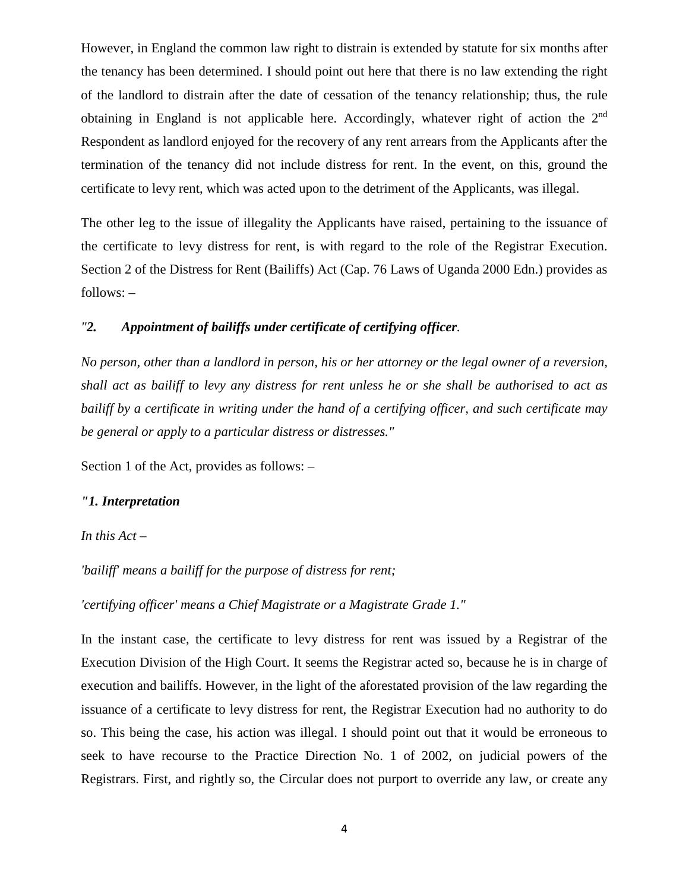However, in England the common law right to distrain is extended by statute for six months after the tenancy has been determined. I should point out here that there is no law extending the right of the landlord to distrain after the date of cessation of the tenancy relationship; thus, the rule obtaining in England is not applicable here. Accordingly, whatever right of action the 2nd Respondent as landlord enjoyed for the recovery of any rent arrears from the Applicants after the termination of the tenancy did not include distress for rent. In the event, on this, ground the certificate to levy rent, which was acted upon to the detriment of the Applicants, was illegal.

The other leg to the issue of illegality the Applicants have raised, pertaining to the issuance of the certificate to levy distress for rent, is with regard to the role of the Registrar Execution. Section 2 of the Distress for Rent (Bailiffs) Act (Cap. 76 Laws of Uganda 2000 Edn.) provides as follows: –

*"**2. Appointment of bailiffs under certificate of certifying officer**.*

*No person, other than a landlord in person, his or her attorney or the legal owner of a reversion, shall act as bailiff to levy any distress for rent unless he or she shall be authorised to act as bailiff by a certificate in writing under the hand of a certifying officer, and such certificate may be general or apply to a particular distress or distresses."*

Section 1 of the Act, provides as follows: –

***"1. Interpretation***

*In this Act –*

*'bailiff' means a bailiff for the purpose of distress for rent;*

*'certifying officer' means a Chief Magistrate or a Magistrate Grade 1."*

In the instant case, the certificate to levy distress for rent was issued by a Registrar of the Execution Division of the High Court. It seems the Registrar acted so, because he is in charge of execution and bailiffs. However, in the light of the aforestated provision of the law regarding the issuance of a certificate to levy distress for rent, the Registrar Execution had no authority to do so. This being the case, his action was illegal. I should point out that it would be erroneous to seek to have recourse to the Practice Direction No. 1 of 2002, on judicial powers of the Registrars. First, and rightly so, the Circular does not purport to override any law, or create any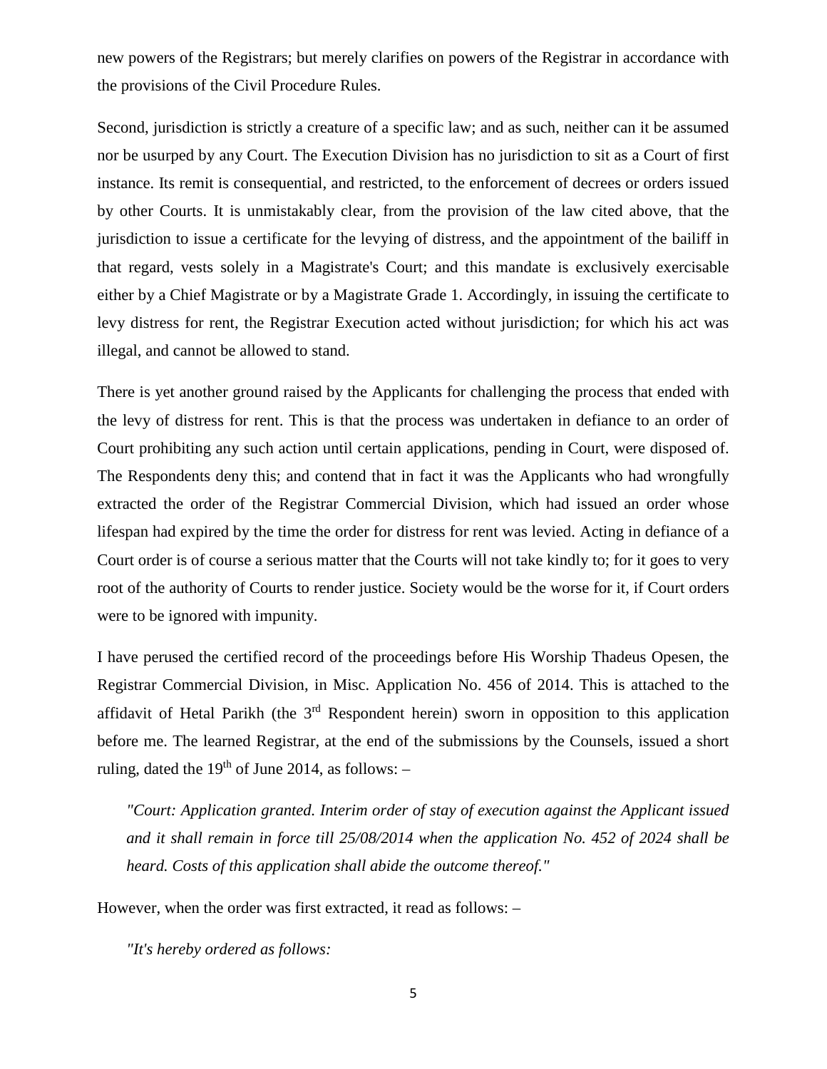new powers of the Registrars; but merely clarifies on powers of the Registrar in accordance with the provisions of the Civil Procedure Rules.

Second, jurisdiction is strictly a creature of a specific law; and as such, neither can it be assumed nor be usurped by any Court. The Execution Division has no jurisdiction to sit as a Court of first instance. Its remit is consequential, and restricted, to the enforcement of decrees or orders issued by other Courts. It is unmistakably clear, from the provision of the law cited above, that the jurisdiction to issue a certificate for the levying of distress, and the appointment of the bailiff in that regard, vests solely in a Magistrate's Court; and this mandate is exclusively exercisable either by a Chief Magistrate or by a Magistrate Grade 1. Accordingly, in issuing the certificate to levy distress for rent, the Registrar Execution acted without jurisdiction; for which his act was illegal, and cannot be allowed to stand.

There is yet another ground raised by the Applicants for challenging the process that ended with the levy of distress for rent. This is that the process was undertaken in defiance to an order of Court prohibiting any such action until certain applications, pending in Court, were disposed of. The Respondents deny this; and contend that in fact it was the Applicants who had wrongfully extracted the order of the Registrar Commercial Division, which had issued an order whose lifespan had expired by the time the order for distress for rent was levied. Acting in defiance of a Court order is of course a serious matter that the Courts will not take kindly to; for it goes to very root of the authority of Courts to render justice. Society would be the worse for it, if Court orders were to be ignored with impunity.

I have perused the certified record of the proceedings before His Worship Thadeus Opesen, the Registrar Commercial Division, in Misc. Application No. 456 of 2014. This is attached to the affidavit of Hetal Parikh (the 3rd Respondent herein) sworn in opposition to this application before me. The learned Registrar, at the end of the submissions by the Counsels, issued a short ruling, dated the 19th of June 2014, as follows: –

*"Court: Application granted. Interim order of stay of execution against the Applicant issued and it shall remain in force till 25/08/2014 when the application No. 452 of 2024 shall be heard. Costs of this application shall abide the outcome thereof."*

However, when the order was first extracted, it read as follows: –

*"It's hereby ordered as follows:*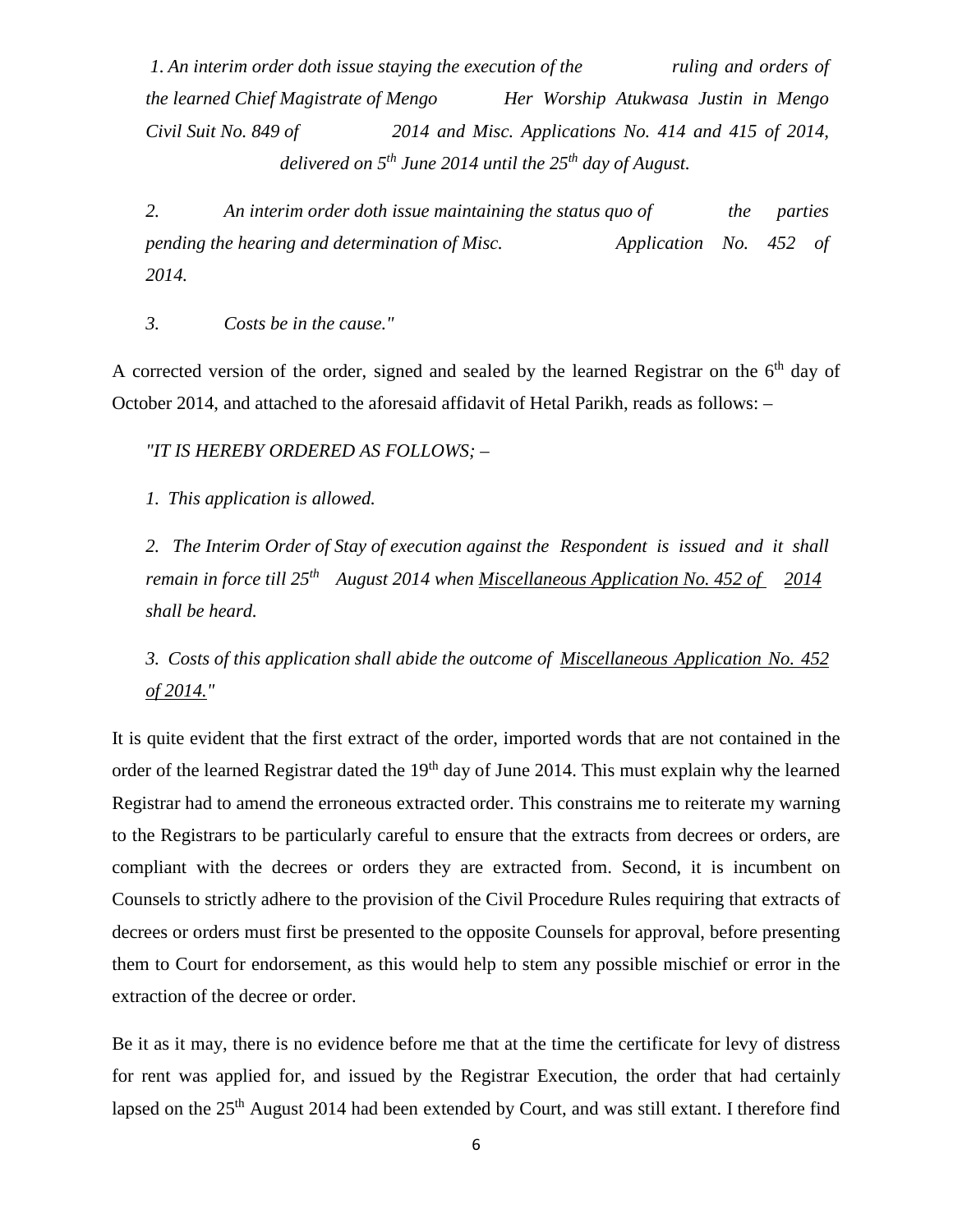*1. An interim order doth issue staying the execution of the ruling and orders of the learned Chief Magistrate of Mengo Her Worship Atukwasa Justin in Mengo Civil Suit No. 849 of 2014 and Misc. Applications No. 414 and 415 of 2014, delivered on 5th June 2014 until the 25th day of August.*

*2. An interim order doth issue maintaining the status quo of the parties pending the hearing and determination of Misc. Application No. 452 of 2014.*

*3. Costs be in the cause."*

A corrected version of the order, signed and sealed by the learned Registrar on the 6th day of October 2014, and attached to the aforesaid affidavit of Hetal Parikh, reads as follows: –

*"IT IS HEREBY ORDERED AS FOLLOWS; –*

*1. This application is allowed.*

*2. The Interim Order of Stay of execution against the Respondent is issued and it shall remain in force till 25th August 2014 when Miscellaneous Application No. 452 of 2014 shall be heard.*

*3. Costs of this application shall abide the outcome of Miscellaneous Application No. 452 of 2014."*

It is quite evident that the first extract of the order, imported words that are not contained in the order of the learned Registrar dated the 19th day of June 2014. This must explain why the learned Registrar had to amend the erroneous extracted order. This constrains me to reiterate my warning to the Registrars to be particularly careful to ensure that the extracts from decrees or orders, are compliant with the decrees or orders they are extracted from. Second, it is incumbent on Counsels to strictly adhere to the provision of the Civil Procedure Rules requiring that extracts of decrees or orders must first be presented to the opposite Counsels for approval, before presenting them to Court for endorsement, as this would help to stem any possible mischief or error in the extraction of the decree or order.

Be it as it may, there is no evidence before me that at the time the certificate for levy of distress for rent was applied for, and issued by the Registrar Execution, the order that had certainly lapsed on the 25th August 2014 had been extended by Court, and was still extant. I therefore find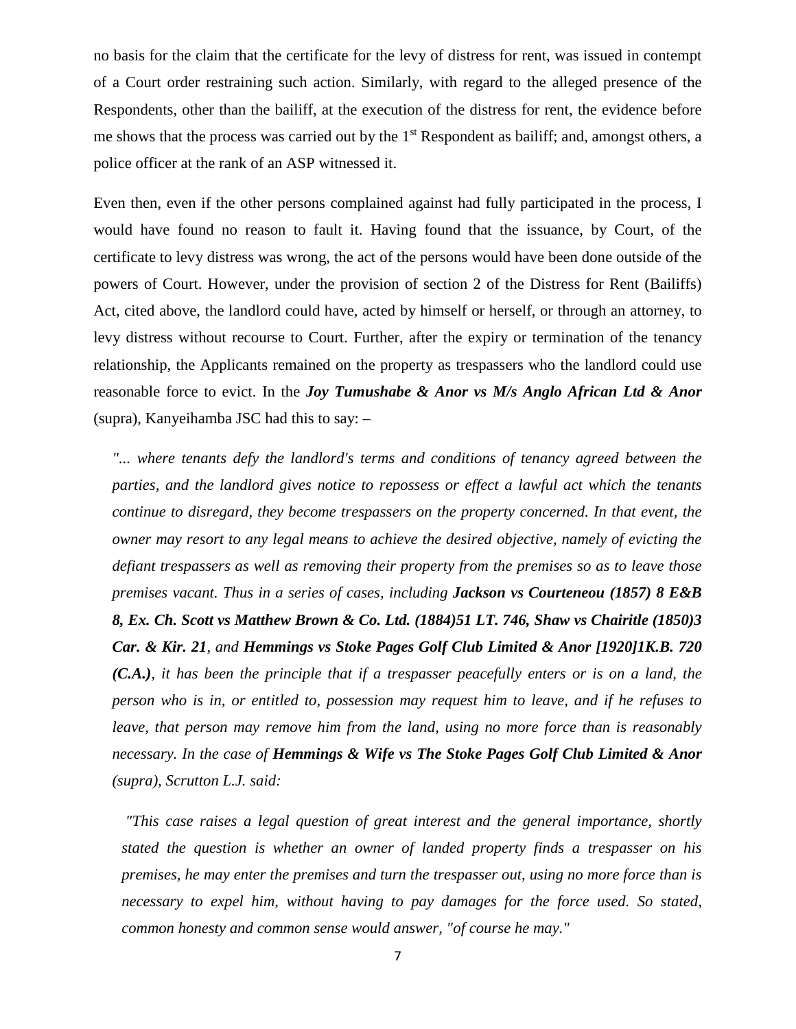no basis for the claim that the certificate for the levy of distress for rent, was issued in contempt of a Court order restraining such action. Similarly, with regard to the alleged presence of the Respondents, other than the bailiff, at the execution of the distress for rent, the evidence before me shows that the process was carried out by the 1st Respondent as bailiff; and, amongst others, a police officer at the rank of an ASP witnessed it.

Even then, even if the other persons complained against had fully participated in the process, I would have found no reason to fault it. Having found that the issuance, by Court, of the certificate to levy distress was wrong, the act of the persons would have been done outside of the powers of Court. However, under the provision of section 2 of the Distress for Rent (Bailiffs) Act, cited above, the landlord could have, acted by himself or herself, or through an attorney, to levy distress without recourse to Court. Further, after the expiry or termination of the tenancy relationship, the Applicants remained on the property as trespassers who the landlord could use reasonable force to evict. In the ***Joy Tumushabe & Anor vs M/s Anglo African Ltd & Anor*** (supra), Kanyeihamba JSC had this to say: –

> *"... where tenants defy the landlord's terms and conditions of tenancy agreed between the parties, and the landlord gives notice to repossess or effect a lawful act which the tenants continue to disregard, they become trespassers on the property concerned. In that event, the owner may resort to any legal means to achieve the desired objective, namely of evicting the defiant trespassers as well as removing their property from the premises so as to leave those premises vacant. Thus in a series of cases, including **Jackson vs Courteneou (1857) 8 E&B 8, Ex. Ch. Scott vs Matthew Brown & Co. Ltd. (1884)51 LT. 746, Shaw vs Chairitle (1850)3 Car. & Kir. 21**, and **Hemmings vs Stoke Pages Golf Club Limited & Anor [1920]1K.B. 720 (C.A.)**, it has been the principle that if a trespasser peacefully enters or is on a land, the person who is in, or entitled to, possession may request him to leave, and if he refuses to leave, that person may remove him from the land, using no more force than is reasonably necessary. In the case of **Hemmings & Wife vs The Stoke Pages Golf Club Limited & Anor** (supra), Scrutton L.J. said:*
>
> > *"This case raises a legal question of great interest and the general importance, shortly stated the question is whether an owner of landed property finds a trespasser on his premises, he may enter the premises and turn the trespasser out, using no more force than is necessary to expel him, without having to pay damages for the force used. So stated, common honesty and common sense would answer, "of course he may."*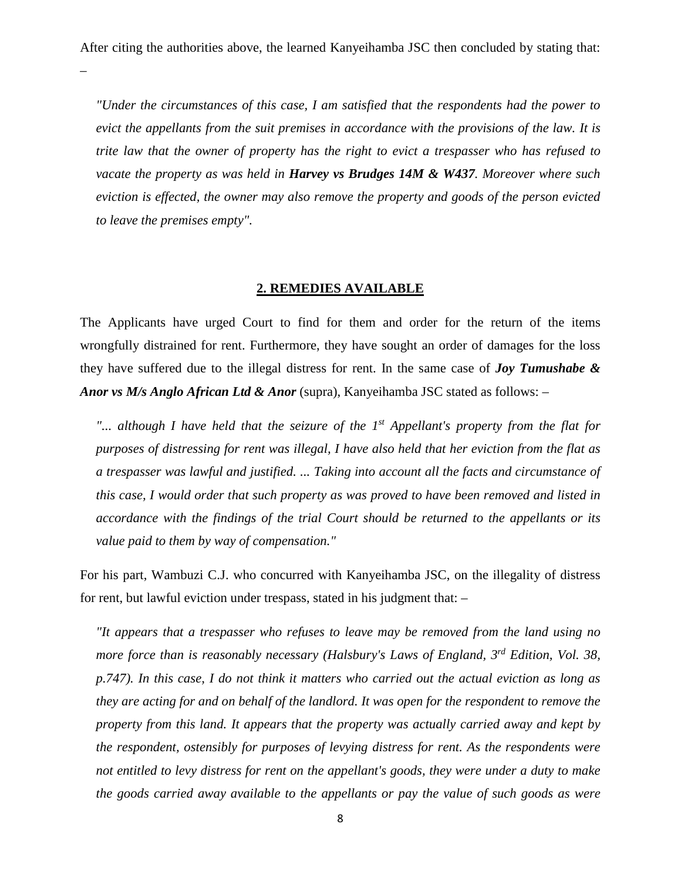After citing the authorities above, the learned Kanyeihamba JSC then concluded by stating that: –

> *"Under the circumstances of this case, I am satisfied that the respondents had the power to evict the appellants from the suit premises in accordance with the provisions of the law. It is trite law that the owner of property has the right to evict a trespasser who has refused to vacate the property as was held in **Harvey vs Brudges 14M & W437**. Moreover where such eviction is effected, the owner may also remove the property and goods of the person evicted to leave the premises empty".*

## 2. REMEDIES AVAILABLE

The Applicants have urged Court to find for them and order for the return of the items wrongfully distrained for rent. Furthermore, they have sought an order of damages for the loss they have suffered due to the illegal distress for rent. In the same case of ***Joy Tumushabe & Anor vs M/s Anglo African Ltd & Anor*** (supra), Kanyeihamba JSC stated as follows: –

> *"... although I have held that the seizure of the 1st Appellant's property from the flat for purposes of distressing for rent was illegal, I have also held that her eviction from the flat as a trespasser was lawful and justified. ... Taking into account all the facts and circumstance of this case, I would order that such property as was proved to have been removed and listed in accordance with the findings of the trial Court should be returned to the appellants or its value paid to them by way of compensation."*

For his part, Wambuzi C.J. who concurred with Kanyeihamba JSC, on the illegality of distress for rent, but lawful eviction under trespass, stated in his judgment that: –

> *"It appears that a trespasser who refuses to leave may be removed from the land using no more force than is reasonably necessary (Halsbury's Laws of England, 3rd Edition, Vol. 38, p.747). In this case, I do not think it matters who carried out the actual eviction as long as they are acting for and on behalf of the landlord. It was open for the respondent to remove the property from this land. It appears that the property was actually carried away and kept by the respondent, ostensibly for purposes of levying distress for rent. As the respondents were not entitled to levy distress for rent on the appellant's goods, they were under a duty to make the goods carried away available to the appellants or pay the value of such goods as were*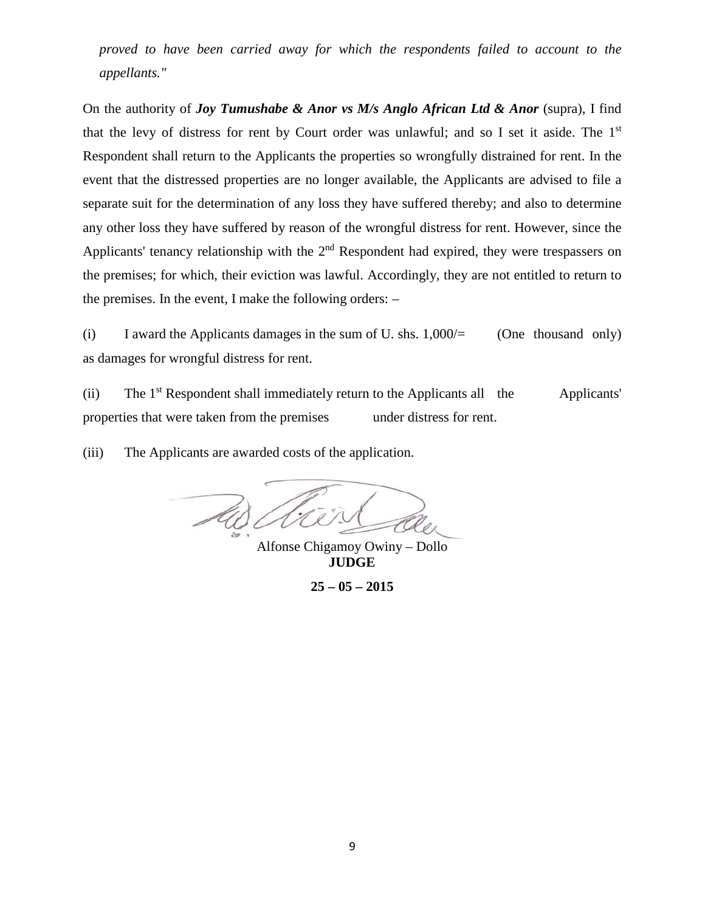*proved to have been carried away for which the respondents failed to account to the appellants."*

On the authority of ***Joy Tumushabe & Anor vs M/s Anglo African Ltd & Anor*** (supra), I find that the levy of distress for rent by Court order was unlawful; and so I set it aside. The 1st Respondent shall return to the Applicants the properties so wrongfully distrained for rent. In the event that the distressed properties are no longer available, the Applicants are advised to file a separate suit for the determination of any loss they have suffered thereby; and also to determine any other loss they have suffered by reason of the wrongful distress for rent. However, since the Applicants' tenancy relationship with the 2nd Respondent had expired, they were trespassers on the premises; for which, their eviction was lawful. Accordingly, they are not entitled to return to the premises. In the event, I make the following orders: –

(i) I award the Applicants damages in the sum of U. shs. 1,000/= (One thousand only) as damages for wrongful distress for rent.

(ii) The 1st Respondent shall immediately return to the Applicants all the Applicants' properties that were taken from the premises under distress for rent.

(iii) The Applicants are awarded costs of the application.

Alfonse Chigamoy Owiny – Dollo
**JUDGE**

**25 – 05 – 2015**